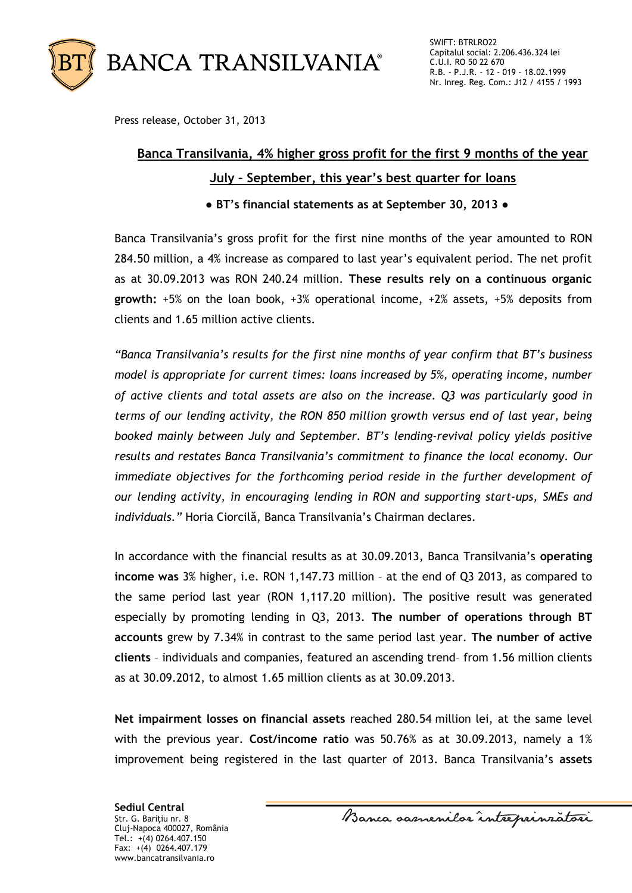Press release, October 31, 2013

# Banca Transilvania, 4% higher gross profit for the first 9 months of the year

## July – September, this year's best quarter for loans

**● BT's financial statements as at September 30, 2013 ●**

Banca Transilvania's gross profit for the first nine months of the year amounted to RON 284.50 million, a 4% increase as compared to last year's equivalent period. The net profit as at 30.09.2013 was RON 240.24 million. **These results rely on a continuous organic growth:** +5% on the loan book, +3% operational income, +2% assets, +5% deposits from clients and 1.65 million active clients.

*"Banca Transilvania's results for the first nine months of year confirm that BT's business model is appropriate for current times: loans increased by 5%, operating income, number of active clients and total assets are also on the increase. Q3 was particularly good in terms of our lending activity, the RON 850 million growth versus end of last year, being booked mainly between July and September. BT's lending-revival policy yields positive results and restates Banca Transilvania's commitment to finance the local economy. Our immediate objectives for the forthcoming period reside in the further development of our lending activity, in encouraging lending in RON and supporting start-ups, SMEs and individuals."* Horia Ciorcilă, Banca Transilvania's Chairman declares.

In accordance with the financial results as at 30.09.2013, Banca Transilvania's **operating income was** 3% higher, i.e. RON 1,147.73 million – at the end of Q3 2013, as compared to the same period last year (RON 1,117.20 million). The positive result was generated especially by promoting lending in Q3, 2013. **The number of operations through BT accounts** grew by 7.34% in contrast to the same period last year. **The number of active clients** – individuals and companies, featured an ascending trend– from 1.56 million clients as at 30.09.2012, to almost 1.65 million clients as at 30.09.2013.

**Net impairment losses on financial assets** reached 280.54 million lei, at the same level with the previous year. **Cost/income ratio** was 50.76% as at 30.09.2013, namely a 1% improvement being registered in the last quarter of 2013. Banca Transilvania's **assets**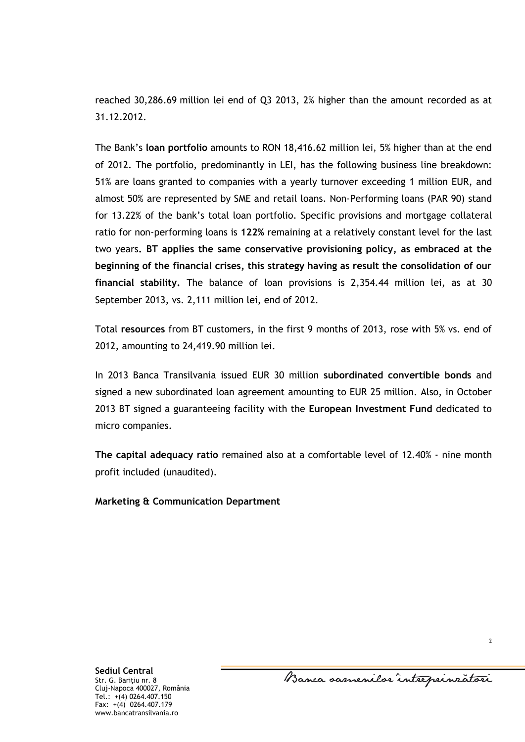reached 30,286.69 million lei end of Q3 2013, 2% higher than the amount recorded as at 31.12.2012.

The Bank's **loan portfolio** amounts to RON 18,416.62 million lei, 5% higher than at the end of 2012. The portfolio, predominantly in LEI, has the following business line breakdown: 51% are loans granted to companies with a yearly turnover exceeding 1 million EUR, and almost 50% are represented by SME and retail loans. Non-Performing loans (PAR 90) stand for 13.22% of the bank's total loan portfolio. Specific provisions and mortgage collateral ratio for non-performing loans is **122%** remaining at a relatively constant level for the last two years**. BT applies the same conservative provisioning policy, as embraced at the beginning of the financial crises, this strategy having as result the consolidation of our financial stability.** The balance of loan provisions is 2,354.44 million lei, as at 30 September 2013, vs. 2,111 million lei, end of 2012.

Total **resources** from BT customers, in the first 9 months of 2013, rose with 5% vs. end of 2012, amounting to 24,419.90 million lei.

In 2013 Banca Transilvania issued EUR 30 million **subordinated convertible bonds** and signed a new subordinated loan agreement amounting to EUR 25 million. Also, in October 2013 BT signed a guaranteeing facility with the **European Investment Fund** dedicated to micro companies.

**The capital adequacy ratio** remained also at a comfortable level of 12.40% - nine month profit included (unaudited).

**Marketing & Communication Department**

**Sediul Central**
Str. G. Bariţiu nr. 8
Cluj-Napoca 400027, România
Tel.: +(4) 0264.407.150
Fax: +(4) 0264.407.179
www.bancatransilvania.ro

Banca oamenilor întreprinzători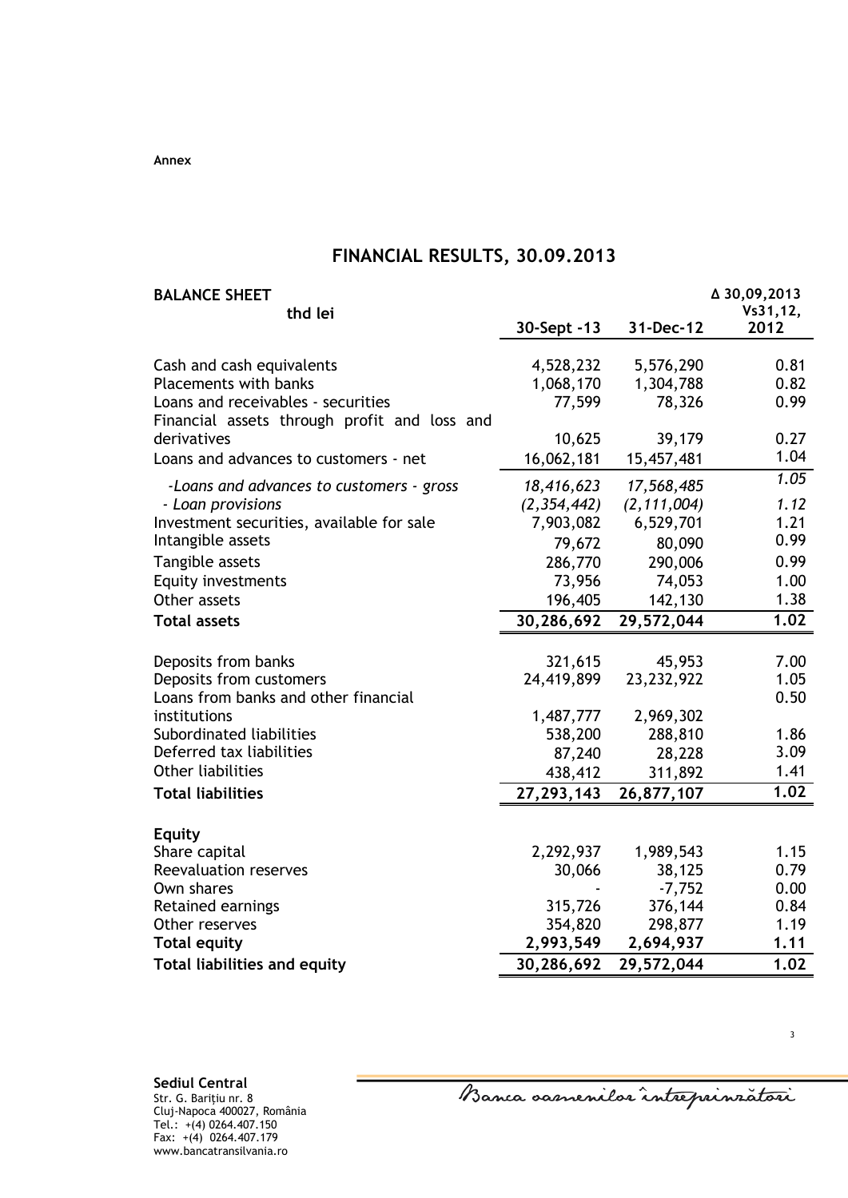Annex

# FINANCIAL RESULTS, 30.09.2013

| BALANCE SHEET<br>thd lei | 30-Sept -13 | 31-Dec-12 | Δ 30,09,2013 Vs31,12, 2012 |
|---|---|---|---|
| Cash and cash equivalents | 4,528,232 | 5,576,290 | 0.81 |
| Placements with banks | 1,068,170 | 1,304,788 | 0.82 |
| Loans and receivables - securities | 77,599 | 78,326 | 0.99 |
| Financial assets through profit and loss and derivatives | 10,625 | 39,179 | 0.27 |
| Loans and advances to customers - net | 16,062,181 | 15,457,481 | 1.04 |
| *-Loans and advances to customers - gross* | *18,416,623* | *17,568,485* | *1.05* |
| *- Loan provisions* | *(2,354,442)* | *(2,111,004)* | *1.12* |
| Investment securities, available for sale | 7,903,082 | 6,529,701 | 1.21 |
| Intangible assets | 79,672 | 80,090 | 0.99 |
| Tangible assets | 286,770 | 290,006 | 0.99 |
| Equity investments | 73,956 | 74,053 | 1.00 |
| Other assets | 196,405 | 142,130 | 1.38 |
| **Total assets** | **30,286,692** | **29,572,044** | **1.02** |
| | | | |
| Deposits from banks | 321,615 | 45,953 | 7.00 |
| Deposits from customers | 24,419,899 | 23,232,922 | 1.05 |
| Loans from banks and other financial institutions | 1,487,777 | 2,969,302 | 0.50 |
| Subordinated liabilities | 538,200 | 288,810 | 1.86 |
| Deferred tax liabilities | 87,240 | 28,228 | 3.09 |
| Other liabilities | 438,412 | 311,892 | 1.41 |
| **Total liabilities** | **27,293,143** | **26,877,107** | **1.02** |
| | | | |
| **Equity** | | | |
| Share capital | 2,292,937 | 1,989,543 | 1.15 |
| Reevaluation reserves | 30,066 | 38,125 | 0.79 |
| Own shares | - | -7,752 | 0.00 |
| Retained earnings | 315,726 | 376,144 | 0.84 |
| Other reserves | 354,820 | 298,877 | 1.19 |
| **Total equity** | **2,993,549** | **2,694,937** | **1.11** |
| **Total liabilities and equity** | **30,286,692** | **29,572,044** | **1.02** |

**Sediul Central**
Str. G. Bariţiu nr. 8
Cluj-Napoca 400027, România
Tel.: +(4) 0264.407.150
Fax: +(4) 0264.407.179
www.bancatransilvania.ro

Banca oamenilor întreprinzători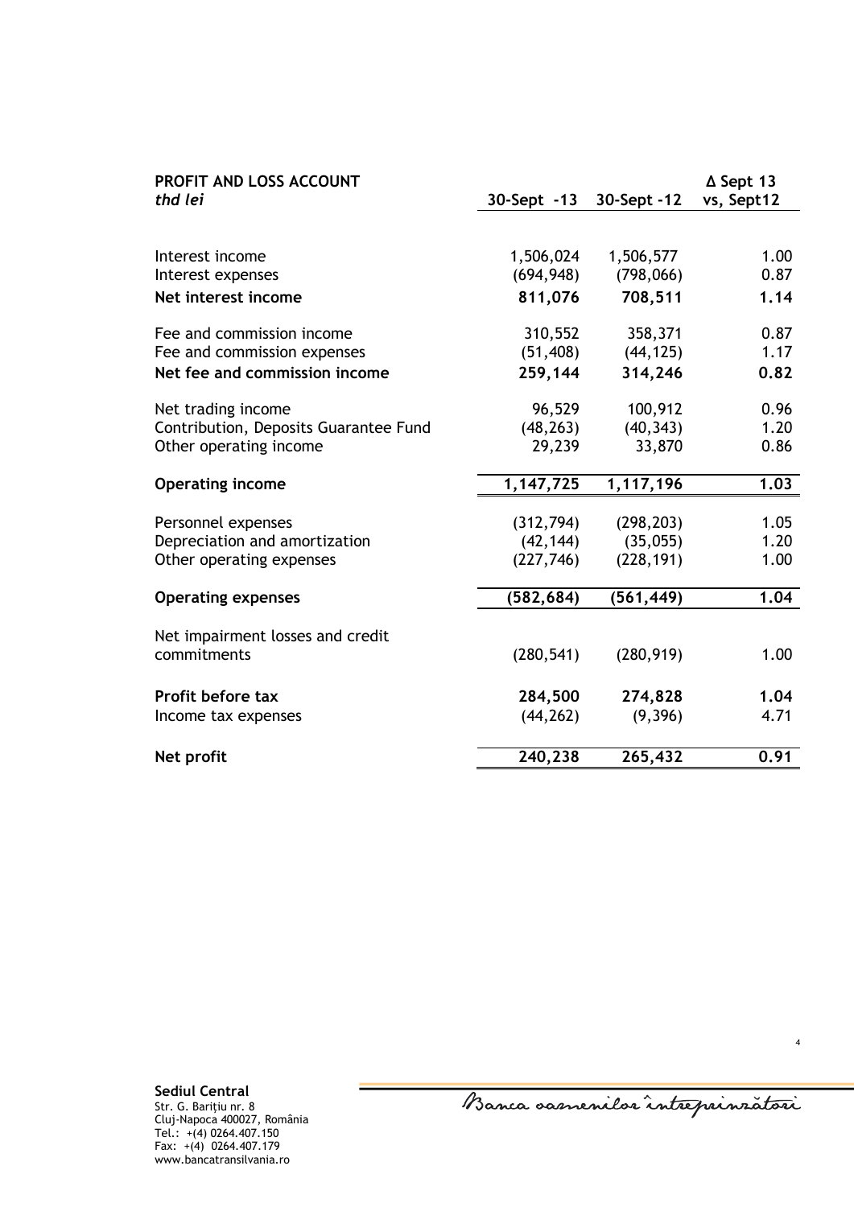| **PROFIT AND LOSS ACCOUNT** *thd lei* | 30-Sept -13 | 30-Sept -12 | Δ Sept 13 vs, Sept12 |
|---|---|---|---|
| Interest income | 1,506,024 | 1,506,577 | 1.00 |
| Interest expenses | (694,948) | (798,066) | 0.87 |
| **Net interest income** | **811,076** | **708,511** | **1.14** |
| Fee and commission income | 310,552 | 358,371 | 0.87 |
| Fee and commission expenses | (51,408) | (44,125) | 1.17 |
| **Net fee and commission income** | **259,144** | **314,246** | **0.82** |
| Net trading income | 96,529 | 100,912 | 0.96 |
| Contribution, Deposits Guarantee Fund | (48,263) | (40,343) | 1.20 |
| Other operating income | 29,239 | 33,870 | 0.86 |
| **Operating income** | **1,147,725** | **1,117,196** | **1.03** |
| Personnel expenses | (312,794) | (298,203) | 1.05 |
| Depreciation and amortization | (42,144) | (35,055) | 1.20 |
| Other operating expenses | (227,746) | (228,191) | 1.00 |
| **Operating expenses** | **(582,684)** | **(561,449)** | **1.04** |
| Net impairment losses and credit commitments | (280,541) | (280,919) | 1.00 |
| **Profit before tax** | **284,500** | **274,828** | **1.04** |
| Income tax expenses | (44,262) | (9,396) | 4.71 |
| **Net profit** | **240,238** | **265,432** | **0.91** |

**Sediul Central**
Str. G. Barițiu nr. 8
Cluj-Napoca 400027, România
Tel.: +(4) 0264.407.150
Fax: +(4) 0264.407.179
www.bancatransilvania.ro

*Banca oamenilor întreprinzători*